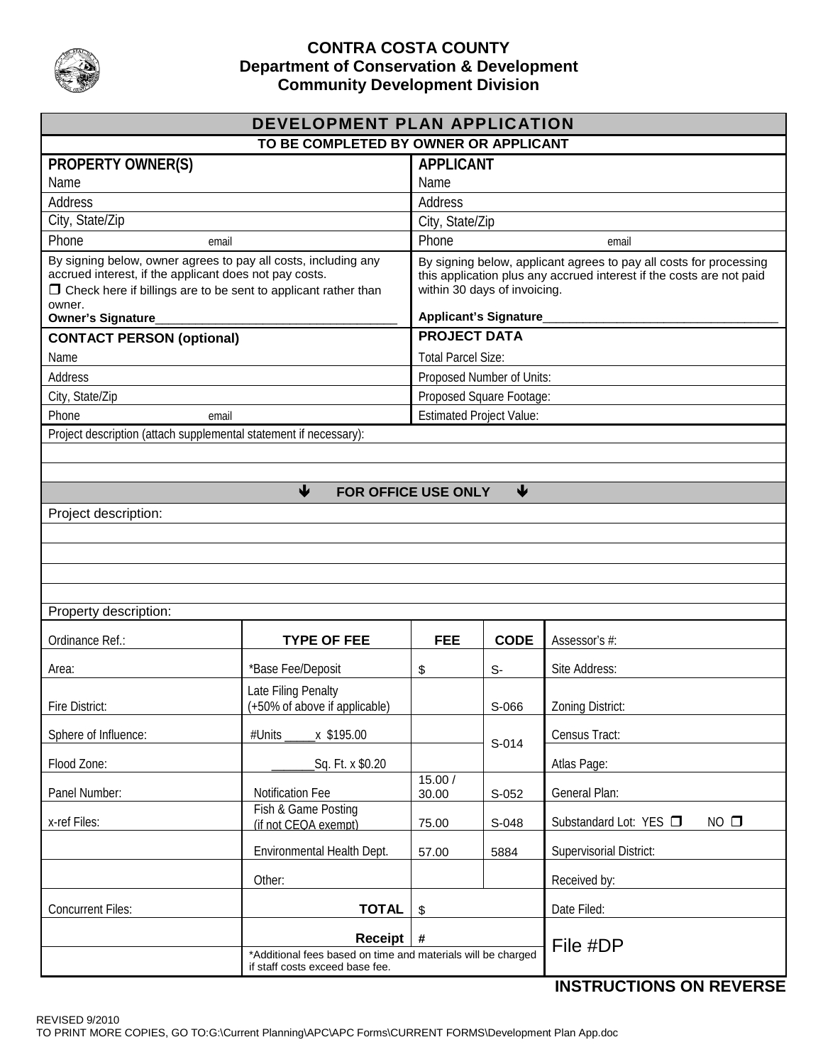# CONTRA COSTA COUNTY
## Department of Conservation & Development
## Community Development Division

## DEVELOPMENT PLAN APPLICATION

**TO BE COMPLETED BY OWNER OR APPLICANT**

| **PROPERTY OWNER(S)** | **APPLICANT** |
|---|---|
| Name | Name |
| Address | Address |
| City, State/Zip | City, State/Zip |
| Phone email | Phone email |
| By signing below, owner agrees to pay all costs, including any accrued interest, if the applicant does not pay costs. ❑ Check here if billings are to be sent to applicant rather than owner. **Owner's Signature**___________________________________ | By signing below, applicant agrees to pay all costs for processing this application plus any accrued interest if the costs are not paid within 30 days of invoicing. **Applicant's Signature**___________________________________ |
| **CONTACT PERSON (optional)** | **PROJECT DATA** |
| Name | Total Parcel Size: |
| Address | Proposed Number of Units: |
| City, State/Zip | Proposed Square Footage: |
| Phone email | Estimated Project Value: |

Project description (attach supplemental statement if necessary):

## FOR OFFICE USE ONLY

Project description:

Property description:

| Ordinance Ref.: | **TYPE OF FEE** | **FEE** | **CODE** | Assessor's #: |
|---|---|---|---|---|
| Area: | *Base Fee/Deposit | $ | S- | Site Address: |
| Fire District: | Late Filing Penalty (+50% of above if applicable) | | S-066 | Zoning District: |
| Sphere of Influence: | #Units _____x $195.00 | | S-014 | Census Tract: |
| Flood Zone: | _______Sq. Ft. x $0.20 | | | Atlas Page: |
| Panel Number: | Notification Fee | 15.00 / 30.00 | S-052 | General Plan: |
| x-ref Files: | Fish & Game Posting (if not CEQA exempt) | 75.00 | S-048 | Substandard Lot: YES ❑ NO ❑ |
| | Environmental Health Dept. | 57.00 | 5884 | Supervisorial District: |
| | Other: | | | Received by: |
| Concurrent Files: | **TOTAL** | $ | | Date Filed: |
| | **Receipt** | # | | File #DP |
| | *Additional fees based on time and materials will be charged if staff costs exceed base fee. | | | |

**INSTRUCTIONS ON REVERSE**

REVISED 9/2010
TO PRINT MORE COPIES, GO TO:G:\Current Planning\APC\APC Forms\CURRENT FORMS\Development Plan App.doc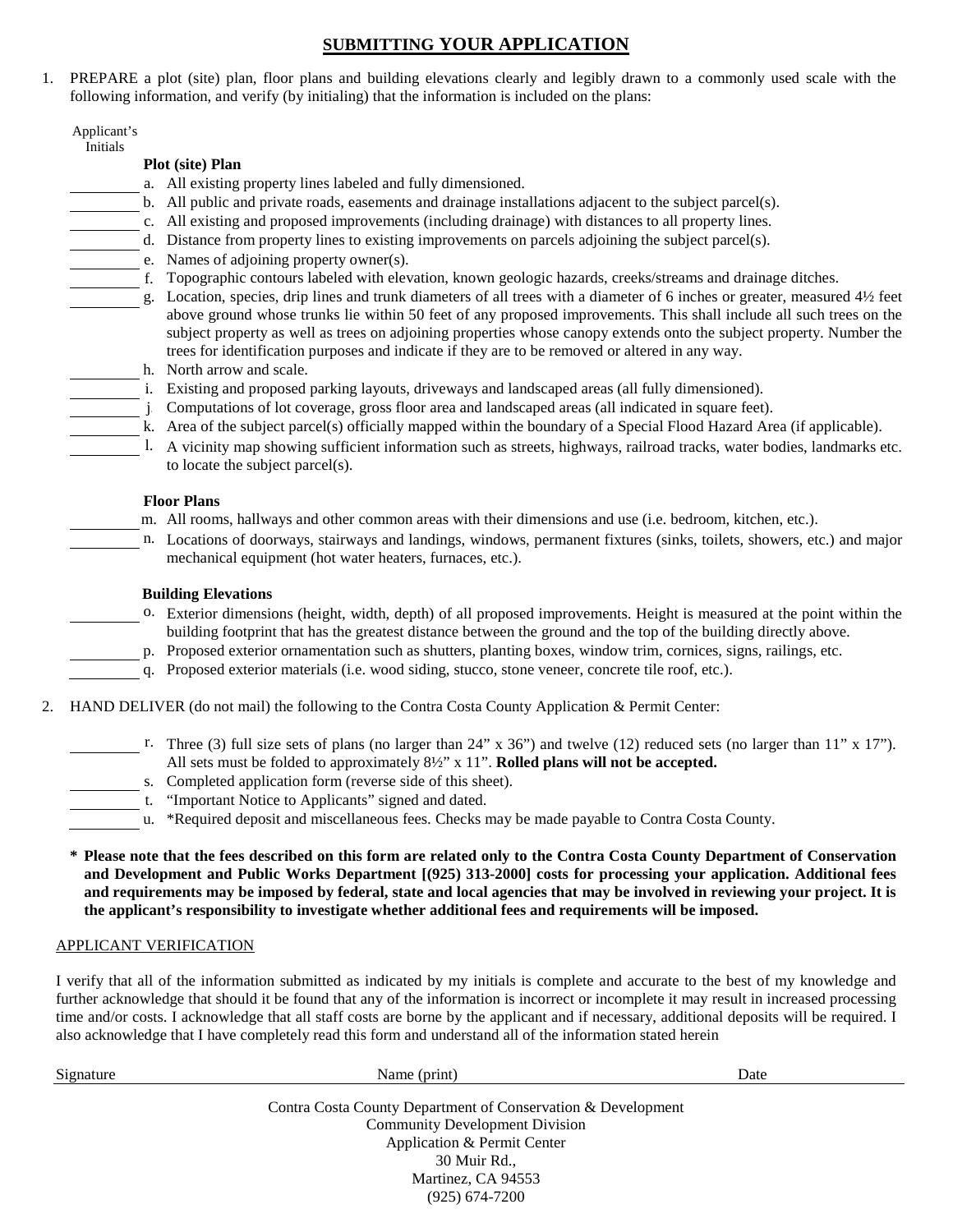## SUBMITTING YOUR APPLICATION

1. PREPARE a plot (site) plan, floor plans and building elevations clearly and legibly drawn to a commonly used scale with the following information, and verify (by initialing) that the information is included on the plans:

Applicant's Initials

**Plot (site) Plan**

_________ a. All existing property lines labeled and fully dimensioned.
_________ b. All public and private roads, easements and drainage installations adjacent to the subject parcel(s).
_________ c. All existing and proposed improvements (including drainage) with distances to all property lines.
_________ d. Distance from property lines to existing improvements on parcels adjoining the subject parcel(s).
_________ e. Names of adjoining property owner(s).
_________ f. Topographic contours labeled with elevation, known geologic hazards, creeks/streams and drainage ditches.
_________ g. Location, species, drip lines and trunk diameters of all trees with a diameter of 6 inches or greater, measured 4½ feet above ground whose trunks lie within 50 feet of any proposed improvements. This shall include all such trees on the subject property as well as trees on adjoining properties whose canopy extends onto the subject property. Number the trees for identification purposes and indicate if they are to be removed or altered in any way.
_________ h. North arrow and scale.
_________ i. Existing and proposed parking layouts, driveways and landscaped areas (all fully dimensioned).
_________ j. Computations of lot coverage, gross floor area and landscaped areas (all indicated in square feet).
_________ k. Area of the subject parcel(s) officially mapped within the boundary of a Special Flood Hazard Area (if applicable).
_________ l. A vicinity map showing sufficient information such as streets, highways, railroad tracks, water bodies, landmarks etc. to locate the subject parcel(s).

**Floor Plans**

_________ m. All rooms, hallways and other common areas with their dimensions and use (i.e. bedroom, kitchen, etc.).
_________ n. Locations of doorways, stairways and landings, windows, permanent fixtures (sinks, toilets, showers, etc.) and major mechanical equipment (hot water heaters, furnaces, etc.).

**Building Elevations**

_________ o. Exterior dimensions (height, width, depth) of all proposed improvements. Height is measured at the point within the building footprint that has the greatest distance between the ground and the top of the building directly above.
_________ p. Proposed exterior ornamentation such as shutters, planting boxes, window trim, cornices, signs, railings, etc.
_________ q. Proposed exterior materials (i.e. wood siding, stucco, stone veneer, concrete tile roof, etc.).

2. HAND DELIVER (do not mail) the following to the Contra Costa County Application & Permit Center:

_________ r. Three (3) full size sets of plans (no larger than 24" x 36") and twelve (12) reduced sets (no larger than 11" x 17"). All sets must be folded to approximately 8½" x 11". **Rolled plans will not be accepted.**
_________ s. Completed application form (reverse side of this sheet).
_________ t. "Important Notice to Applicants" signed and dated.
_________ u. *Required deposit and miscellaneous fees. Checks may be made payable to Contra Costa County.

**\* Please note that the fees described on this form are related only to the Contra Costa County Department of Conservation and Development and Public Works Department [(925) 313-2000] costs for processing your application. Additional fees and requirements may be imposed by federal, state and local agencies that may be involved in reviewing your project. It is the applicant's responsibility to investigate whether additional fees and requirements will be imposed.**

APPLICANT VERIFICATION

I verify that all of the information submitted as indicated by my initials is complete and accurate to the best of my knowledge and further acknowledge that should it be found that any of the information is incorrect or incomplete it may result in increased processing time and/or costs. I acknowledge that all staff costs are borne by the applicant and if necessary, additional deposits will be required. I also acknowledge that I have completely read this form and understand all of the information stated herein

Signature Name (print) Date

Contra Costa County Department of Conservation & Development
Community Development Division
Application & Permit Center
30 Muir Rd.,
Martinez, CA 94553
(925) 674-7200